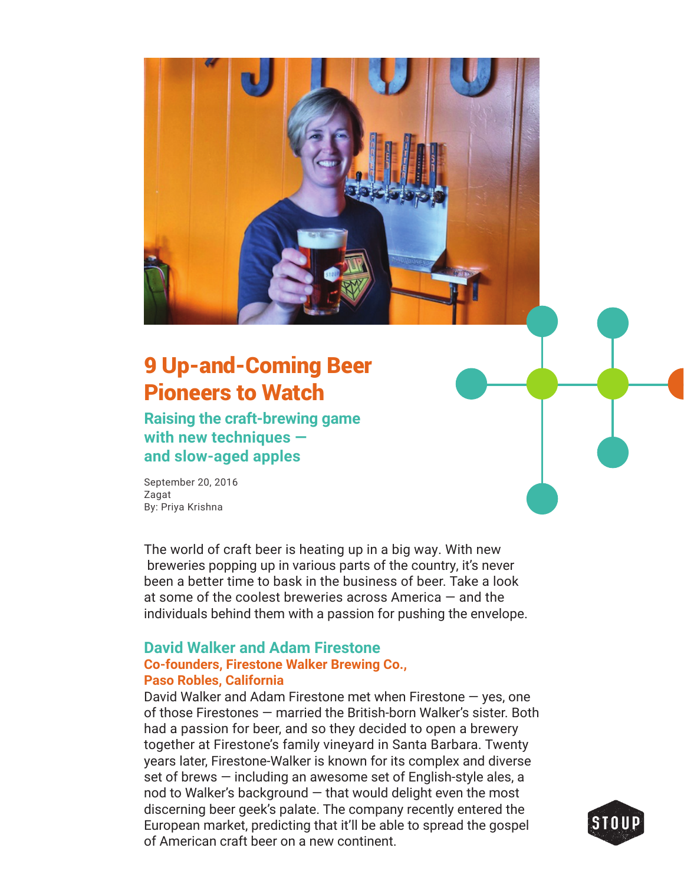# 9 Up-and-Coming Beer Pioneers to Watch

## Raising the craft-brewing game with new techniques — and slow-aged apples

September 20, 2016
Zagat
By: Priya Krishna

The world of craft beer is heating up in a big way. With new breweries popping up in various parts of the country, it's never been a better time to bask in the business of beer. Take a look at some of the coolest breweries across America — and the individuals behind them with a passion for pushing the envelope.

### David Walker and Adam Firestone

**Co-founders, Firestone Walker Brewing Co., Paso Robles, California**

David Walker and Adam Firestone met when Firestone — yes, one of those Firestones — married the British-born Walker's sister. Both had a passion for beer, and so they decided to open a brewery together at Firestone's family vineyard in Santa Barbara. Twenty years later, Firestone-Walker is known for its complex and diverse set of brews — including an awesome set of English-style ales, a nod to Walker's background — that would delight even the most discerning beer geek's palate. The company recently entered the European market, predicting that it'll be able to spread the gospel of American craft beer on a new continent.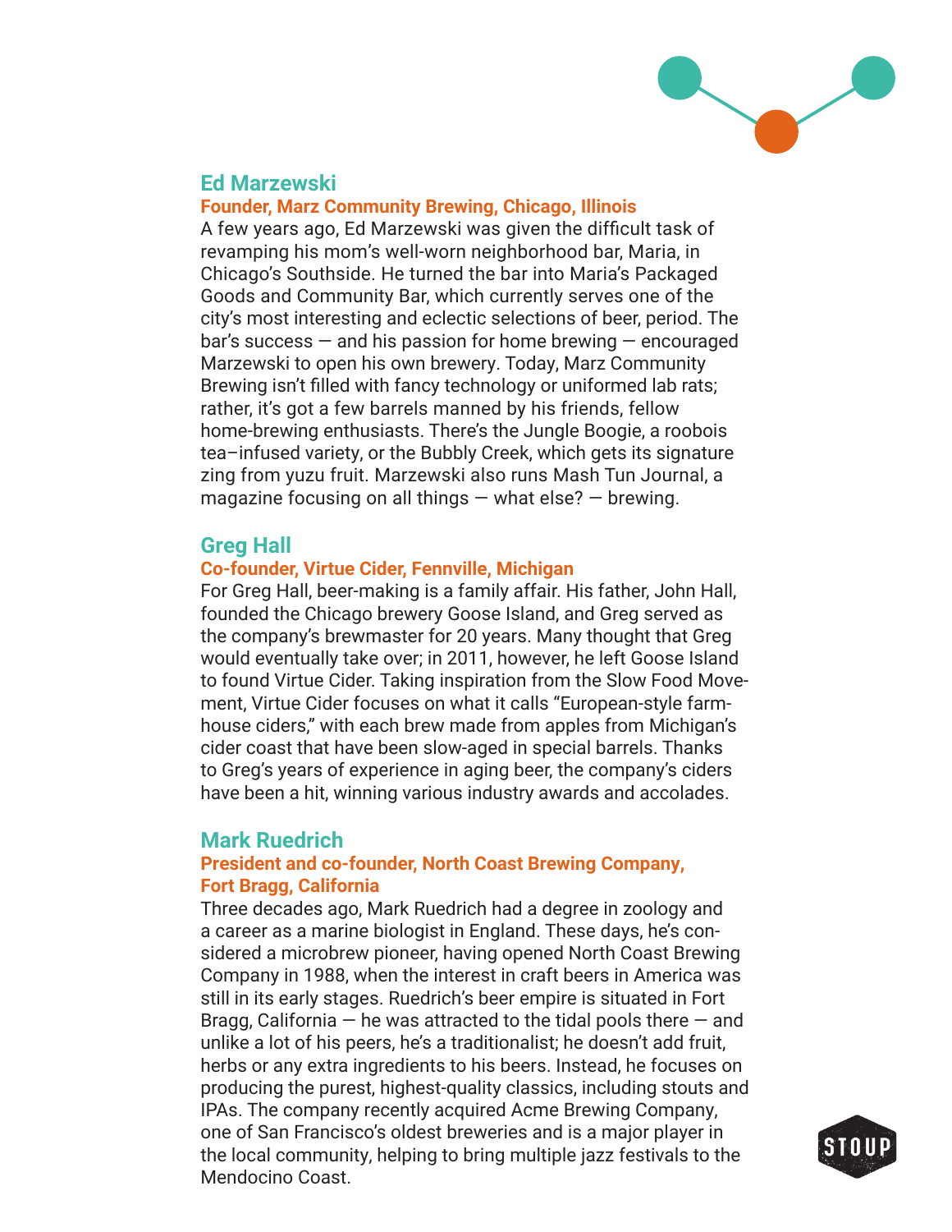## Ed Marzewski

**Founder, Marz Community Brewing, Chicago, Illinois**

A few years ago, Ed Marzewski was given the difficult task of revamping his mom's well-worn neighborhood bar, Maria, in Chicago's Southside. He turned the bar into Maria's Packaged Goods and Community Bar, which currently serves one of the city's most interesting and eclectic selections of beer, period. The bar's success — and his passion for home brewing — encouraged Marzewski to open his own brewery. Today, Marz Community Brewing isn't filled with fancy technology or uniformed lab rats; rather, it's got a few barrels manned by his friends, fellow home-brewing enthusiasts. There's the Jungle Boogie, a roobois tea–infused variety, or the Bubbly Creek, which gets its signature zing from yuzu fruit. Marzewski also runs Mash Tun Journal, a magazine focusing on all things — what else? — brewing.

## Greg Hall

**Co-founder, Virtue Cider, Fennville, Michigan**

For Greg Hall, beer-making is a family affair. His father, John Hall, founded the Chicago brewery Goose Island, and Greg served as the company's brewmaster for 20 years. Many thought that Greg would eventually take over; in 2011, however, he left Goose Island to found Virtue Cider. Taking inspiration from the Slow Food Movement, Virtue Cider focuses on what it calls "European-style farmhouse ciders," with each brew made from apples from Michigan's cider coast that have been slow-aged in special barrels. Thanks to Greg's years of experience in aging beer, the company's ciders have been a hit, winning various industry awards and accolades.

## Mark Ruedrich

**President and co-founder, North Coast Brewing Company, Fort Bragg, California**

Three decades ago, Mark Ruedrich had a degree in zoology and a career as a marine biologist in England. These days, he's considered a microbrew pioneer, having opened North Coast Brewing Company in 1988, when the interest in craft beers in America was still in its early stages. Ruedrich's beer empire is situated in Fort Bragg, California — he was attracted to the tidal pools there — and unlike a lot of his peers, he's a traditionalist; he doesn't add fruit, herbs or any extra ingredients to his beers. Instead, he focuses on producing the purest, highest-quality classics, including stouts and IPAs. The company recently acquired Acme Brewing Company, one of San Francisco's oldest breweries and is a major player in the local community, helping to bring multiple jazz festivals to the Mendocino Coast.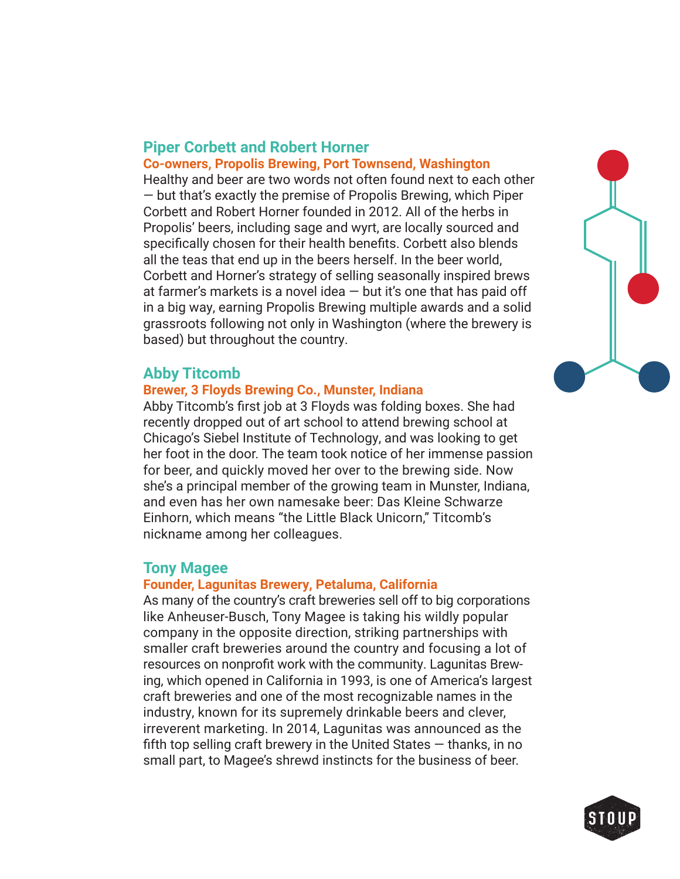## Piper Corbett and Robert Horner

**Co-owners, Propolis Brewing, Port Townsend, Washington**

Healthy and beer are two words not often found next to each other — but that's exactly the premise of Propolis Brewing, which Piper Corbett and Robert Horner founded in 2012. All of the herbs in Propolis' beers, including sage and wyrt, are locally sourced and specifically chosen for their health benefits. Corbett also blends all the teas that end up in the beers herself. In the beer world, Corbett and Horner's strategy of selling seasonally inspired brews at farmer's markets is a novel idea — but it's one that has paid off in a big way, earning Propolis Brewing multiple awards and a solid grassroots following not only in Washington (where the brewery is based) but throughout the country.

## Abby Titcomb

**Brewer, 3 Floyds Brewing Co., Munster, Indiana**

Abby Titcomb's first job at 3 Floyds was folding boxes. She had recently dropped out of art school to attend brewing school at Chicago's Siebel Institute of Technology, and was looking to get her foot in the door. The team took notice of her immense passion for beer, and quickly moved her over to the brewing side. Now she's a principal member of the growing team in Munster, Indiana, and even has her own namesake beer: Das Kleine Schwarze Einhorn, which means "the Little Black Unicorn," Titcomb's nickname among her colleagues.

## Tony Magee

**Founder, Lagunitas Brewery, Petaluma, California**

As many of the country's craft breweries sell off to big corporations like Anheuser-Busch, Tony Magee is taking his wildly popular company in the opposite direction, striking partnerships with smaller craft breweries around the country and focusing a lot of resources on nonprofit work with the community. Lagunitas Brewing, which opened in California in 1993, is one of America's largest craft breweries and one of the most recognizable names in the industry, known for its supremely drinkable beers and clever, irreverent marketing. In 2014, Lagunitas was announced as the fifth top selling craft brewery in the United States — thanks, in no small part, to Magee's shrewd instincts for the business of beer.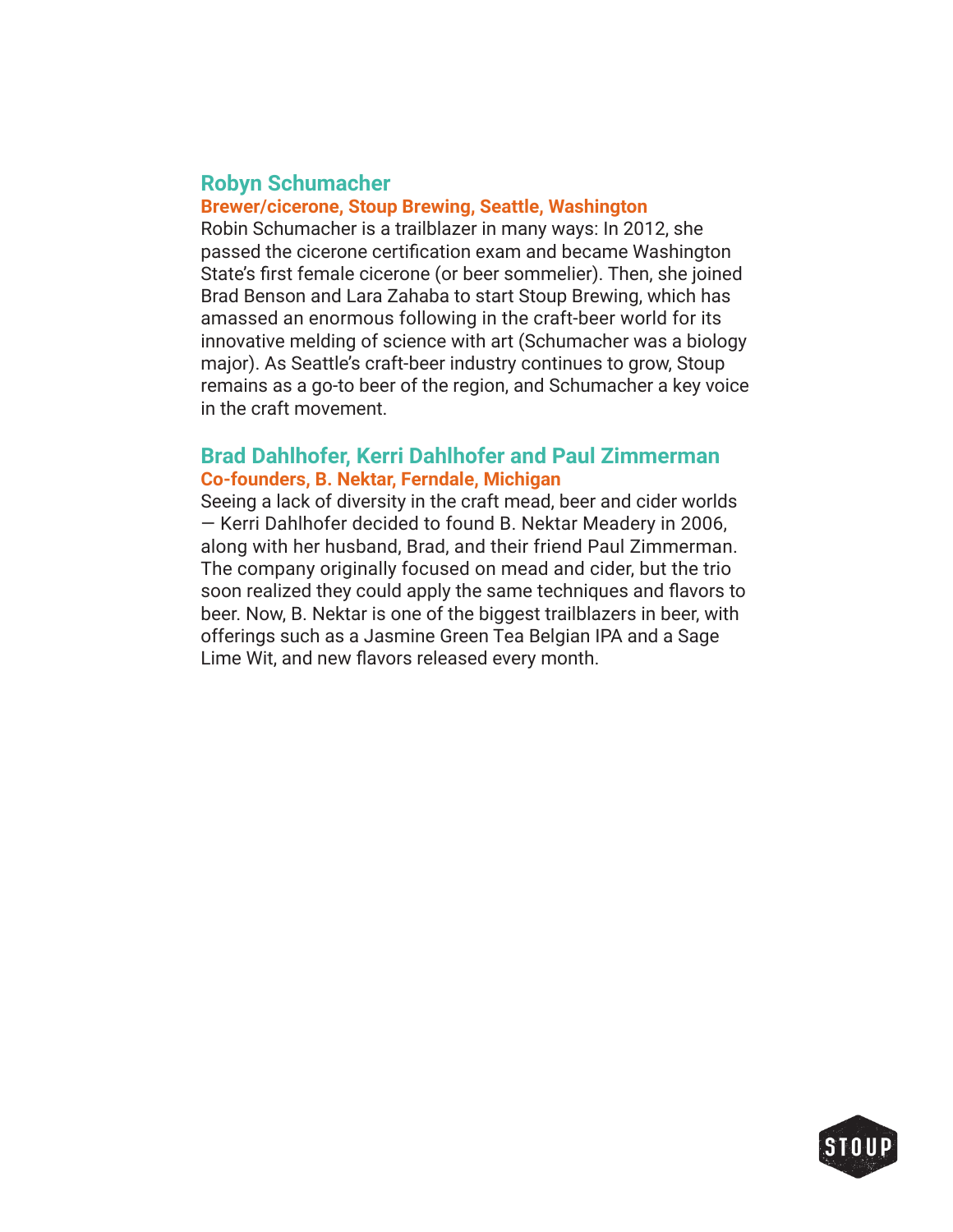## Robyn Schumacher

**Brewer/cicerone, Stoup Brewing, Seattle, Washington**

Robin Schumacher is a trailblazer in many ways: In 2012, she passed the cicerone certification exam and became Washington State's first female cicerone (or beer sommelier). Then, she joined Brad Benson and Lara Zahaba to start Stoup Brewing, which has amassed an enormous following in the craft-beer world for its innovative melding of science with art (Schumacher was a biology major). As Seattle's craft-beer industry continues to grow, Stoup remains as a go-to beer of the region, and Schumacher a key voice in the craft movement.

## Brad Dahlhofer, Kerri Dahlhofer and Paul Zimmerman

**Co-founders, B. Nektar, Ferndale, Michigan**

Seeing a lack of diversity in the craft mead, beer and cider worlds — Kerri Dahlhofer decided to found B. Nektar Meadery in 2006, along with her husband, Brad, and their friend Paul Zimmerman. The company originally focused on mead and cider, but the trio soon realized they could apply the same techniques and flavors to beer. Now, B. Nektar is one of the biggest trailblazers in beer, with offerings such as a Jasmine Green Tea Belgian IPA and a Sage Lime Wit, and new flavors released every month.